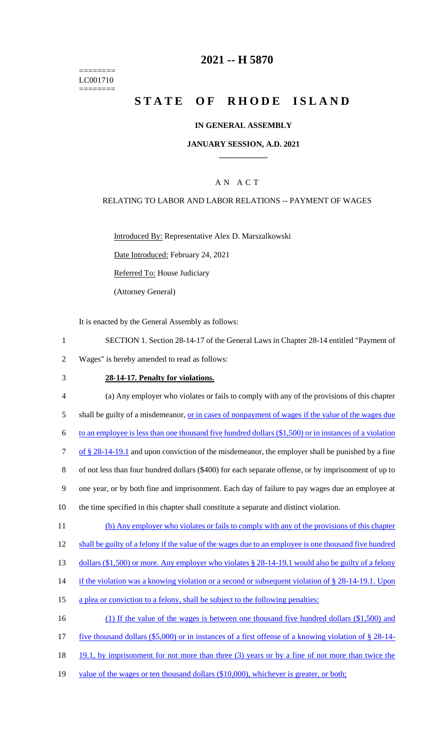========
LC001710
========

# 2021 -- H 5870

# STATE OF RHODE ISLAND

### IN GENERAL ASSEMBLY

### JANUARY SESSION, A.D. 2021

## A N A C T

RELATING TO LABOR AND LABOR RELATIONS -- PAYMENT OF WAGES

Introduced By: Representative Alex D. Marszalkowski

Date Introduced: February 24, 2021

Referred To: House Judiciary

(Attorney General)

It is enacted by the General Assembly as follows:

1 SECTION 1. Section 28-14-17 of the General Laws in Chapter 28-14 entitled "Payment of
2 Wages" is hereby amended to read as follows:

3 **28-14-17. Penalty for violations.**

4 (a) Any employer who violates or fails to comply with any of the provisions of this chapter
5 shall be guilty of a misdemeanor, or in cases of nonpayment of wages if the value of the wages due
6 to an employee is less than one thousand five hundred dollars ($1,500) or in instances of a violation
7 of § 28-14-19.1 and upon conviction of the misdemeanor, the employer shall be punished by a fine
8 of not less than four hundred dollars ($400) for each separate offense, or by imprisonment of up to
9 one year, or by both fine and imprisonment. Each day of failure to pay wages due an employee at
10 the time specified in this chapter shall constitute a separate and distinct violation.

11 (b) Any employer who violates or fails to comply with any of the provisions of this chapter
12 shall be guilty of a felony if the value of the wages due to an employee is one thousand five hundred
13 dollars ($1,500) or more. Any employer who violates § 28-14-19.1 would also be guilty of a felony
14 if the violation was a knowing violation or a second or subsequent violation of § 28-14-19.1. Upon
15 a plea or conviction to a felony, shall be subject to the following penalties:

16 (1) If the value of the wages is between one thousand five hundred dollars ($1,500) and
17 five thousand dollars ($5,000) or in instances of a first offense of a knowing violation of § 28-14-
18 19.1, by imprisonment for not more than three (3) years or by a fine of not more than twice the
19 value of the wages or ten thousand dollars ($10,000), whichever is greater, or both;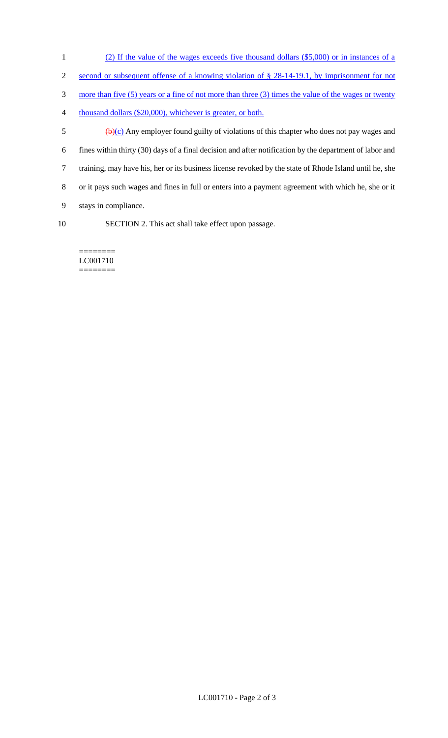(2) If the value of the wages exceeds five thousand dollars ($5,000) or in instances of a second or subsequent offense of a knowing violation of § 28-14-19.1, by imprisonment for not more than five (5) years or a fine of not more than three (3) times the value of the wages or twenty thousand dollars ($20,000), whichever is greater, or both.

~~(b)~~(c) Any employer found guilty of violations of this chapter who does not pay wages and fines within thirty (30) days of a final decision and after notification by the department of labor and training, may have his, her or its business license revoked by the state of Rhode Island until he, she or it pays such wages and fines in full or enters into a payment agreement with which he, she or it stays in compliance.

SECTION 2. This act shall take effect upon passage.

========
LC001710
========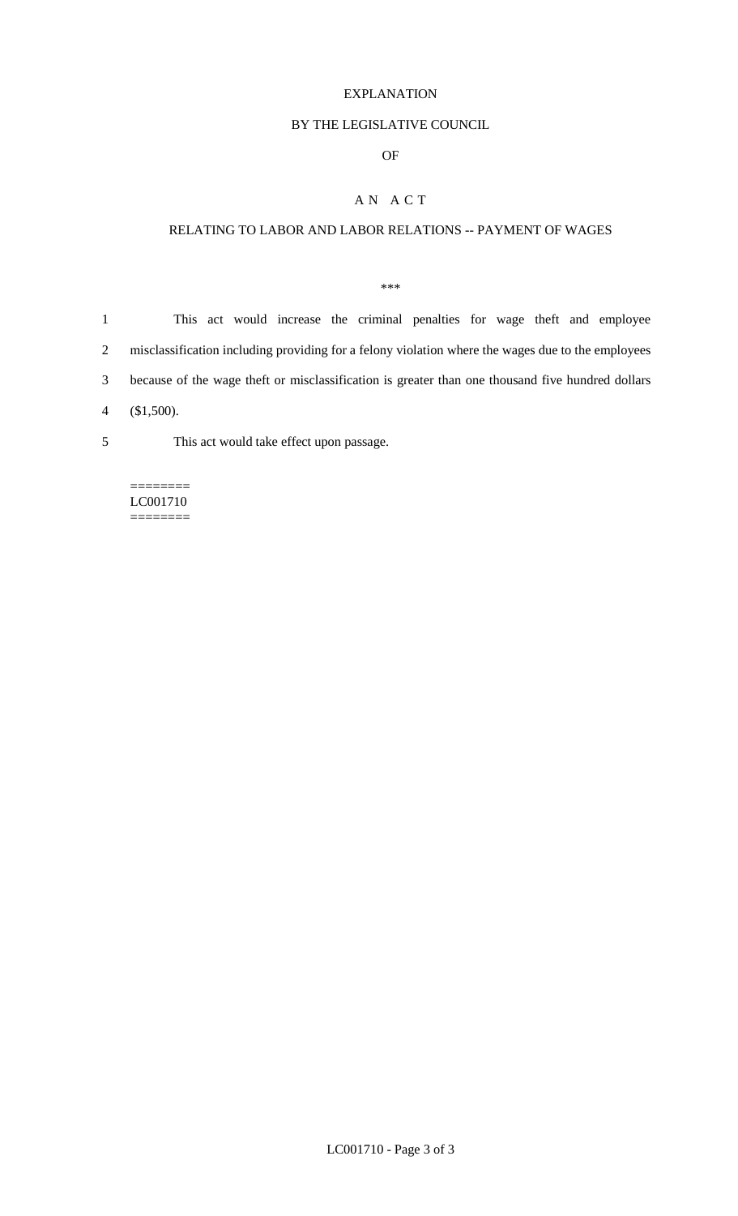EXPLANATION

BY THE LEGISLATIVE COUNCIL

OF

A N A C T

RELATING TO LABOR AND LABOR RELATIONS -- PAYMENT OF WAGES

***

1 This act would increase the criminal penalties for wage theft and employee
2 misclassification including providing for a felony violation where the wages due to the employees
3 because of the wage theft or misclassification is greater than one thousand five hundred dollars
4 ($1,500).

5 This act would take effect upon passage.

========
LC001710
========